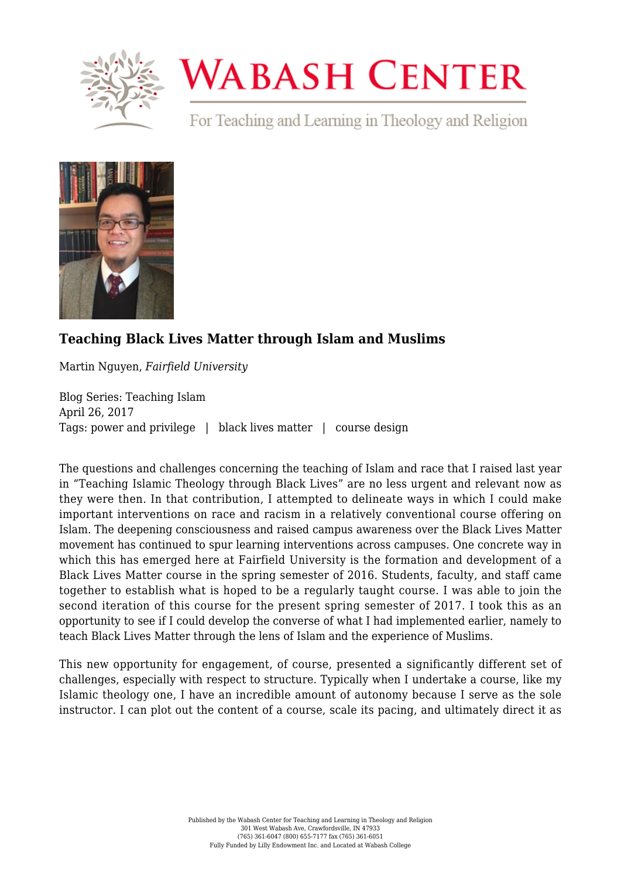# Teaching Black Lives Matter through Islam and Muslims

Martin Nguyen, *Fairfield University*

Blog Series: Teaching Islam
April 26, 2017
Tags: power and privilege | black lives matter | course design

The questions and challenges concerning the teaching of Islam and race that I raised last year in "Teaching Islamic Theology through Black Lives" are no less urgent and relevant now as they were then. In that contribution, I attempted to delineate ways in which I could make important interventions on race and racism in a relatively conventional course offering on Islam. The deepening consciousness and raised campus awareness over the Black Lives Matter movement has continued to spur learning interventions across campuses. One concrete way in which this has emerged here at Fairfield University is the formation and development of a Black Lives Matter course in the spring semester of 2016. Students, faculty, and staff came together to establish what is hoped to be a regularly taught course. I was able to join the second iteration of this course for the present spring semester of 2017. I took this as an opportunity to see if I could develop the converse of what I had implemented earlier, namely to teach Black Lives Matter through the lens of Islam and the experience of Muslims.

This new opportunity for engagement, of course, presented a significantly different set of challenges, especially with respect to structure. Typically when I undertake a course, like my Islamic theology one, I have an incredible amount of autonomy because I serve as the sole instructor. I can plot out the content of a course, scale its pacing, and ultimately direct it as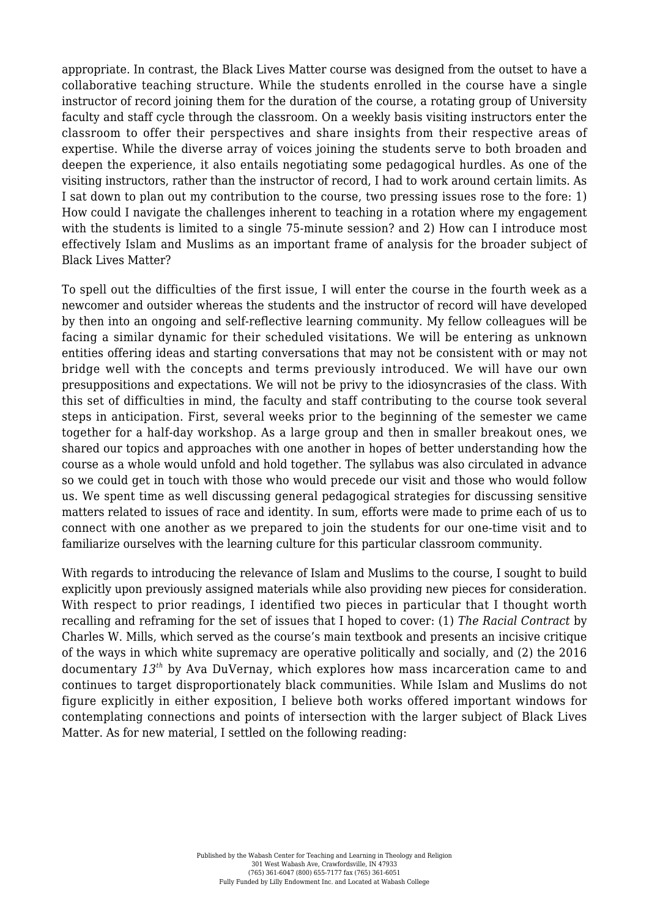appropriate. In contrast, the Black Lives Matter course was designed from the outset to have a collaborative teaching structure. While the students enrolled in the course have a single instructor of record joining them for the duration of the course, a rotating group of University faculty and staff cycle through the classroom. On a weekly basis visiting instructors enter the classroom to offer their perspectives and share insights from their respective areas of expertise. While the diverse array of voices joining the students serve to both broaden and deepen the experience, it also entails negotiating some pedagogical hurdles. As one of the visiting instructors, rather than the instructor of record, I had to work around certain limits. As I sat down to plan out my contribution to the course, two pressing issues rose to the fore: 1) How could I navigate the challenges inherent to teaching in a rotation where my engagement with the students is limited to a single 75-minute session? and 2) How can I introduce most effectively Islam and Muslims as an important frame of analysis for the broader subject of Black Lives Matter?

To spell out the difficulties of the first issue, I will enter the course in the fourth week as a newcomer and outsider whereas the students and the instructor of record will have developed by then into an ongoing and self-reflective learning community. My fellow colleagues will be facing a similar dynamic for their scheduled visitations. We will be entering as unknown entities offering ideas and starting conversations that may not be consistent with or may not bridge well with the concepts and terms previously introduced. We will have our own presuppositions and expectations. We will not be privy to the idiosyncrasies of the class. With this set of difficulties in mind, the faculty and staff contributing to the course took several steps in anticipation. First, several weeks prior to the beginning of the semester we came together for a half-day workshop. As a large group and then in smaller breakout ones, we shared our topics and approaches with one another in hopes of better understanding how the course as a whole would unfold and hold together. The syllabus was also circulated in advance so we could get in touch with those who would precede our visit and those who would follow us. We spent time as well discussing general pedagogical strategies for discussing sensitive matters related to issues of race and identity. In sum, efforts were made to prime each of us to connect with one another as we prepared to join the students for our one-time visit and to familiarize ourselves with the learning culture for this particular classroom community.

With regards to introducing the relevance of Islam and Muslims to the course, I sought to build explicitly upon previously assigned materials while also providing new pieces for consideration. With respect to prior readings, I identified two pieces in particular that I thought worth recalling and reframing for the set of issues that I hoped to cover: (1) *The Racial Contract* by Charles W. Mills, which served as the course's main textbook and presents an incisive critique of the ways in which white supremacy are operative politically and socially, and (2) the 2016 documentary *13th* by Ava DuVernay, which explores how mass incarceration came to and continues to target disproportionately black communities. While Islam and Muslims do not figure explicitly in either exposition, I believe both works offered important windows for contemplating connections and points of intersection with the larger subject of Black Lives Matter. As for new material, I settled on the following reading: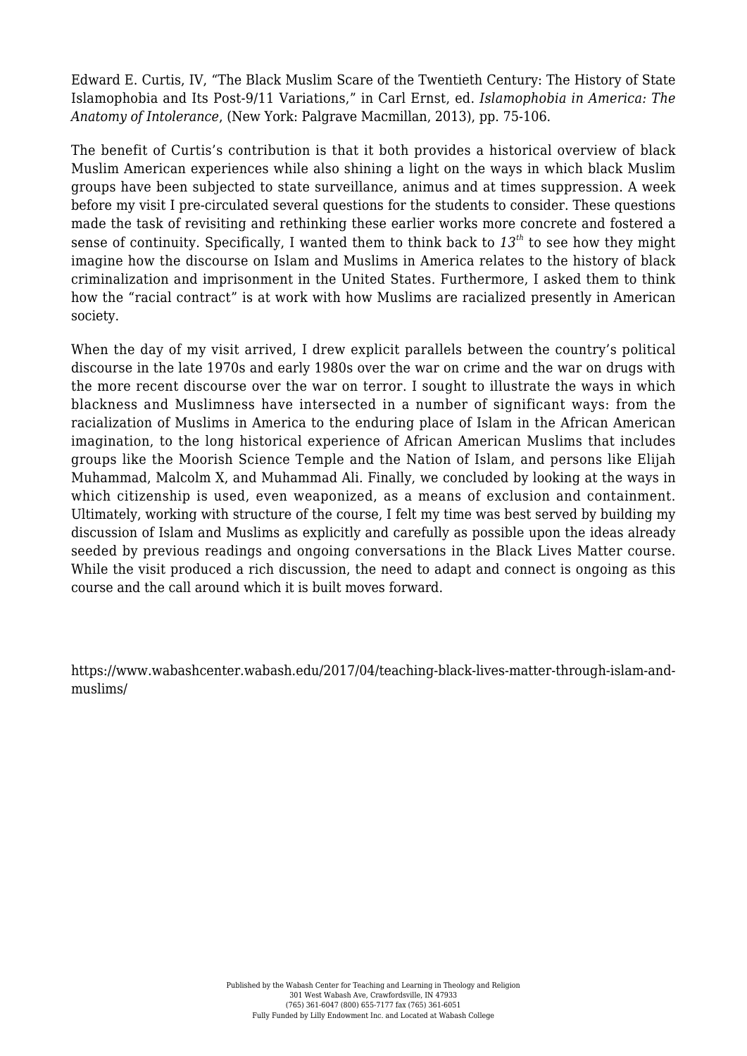Edward E. Curtis, IV, "The Black Muslim Scare of the Twentieth Century: The History of State Islamophobia and Its Post-9/11 Variations," in Carl Ernst, ed. *Islamophobia in America: The Anatomy of Intolerance*, (New York: Palgrave Macmillan, 2013), pp. 75-106.

The benefit of Curtis's contribution is that it both provides a historical overview of black Muslim American experiences while also shining a light on the ways in which black Muslim groups have been subjected to state surveillance, animus and at times suppression. A week before my visit I pre-circulated several questions for the students to consider. These questions made the task of revisiting and rethinking these earlier works more concrete and fostered a sense of continuity. Specifically, I wanted them to think back to *13th* to see how they might imagine how the discourse on Islam and Muslims in America relates to the history of black criminalization and imprisonment in the United States. Furthermore, I asked them to think how the "racial contract" is at work with how Muslims are racialized presently in American society.

When the day of my visit arrived, I drew explicit parallels between the country's political discourse in the late 1970s and early 1980s over the war on crime and the war on drugs with the more recent discourse over the war on terror. I sought to illustrate the ways in which blackness and Muslimness have intersected in a number of significant ways: from the racialization of Muslims in America to the enduring place of Islam in the African American imagination, to the long historical experience of African American Muslims that includes groups like the Moorish Science Temple and the Nation of Islam, and persons like Elijah Muhammad, Malcolm X, and Muhammad Ali. Finally, we concluded by looking at the ways in which citizenship is used, even weaponized, as a means of exclusion and containment. Ultimately, working with structure of the course, I felt my time was best served by building my discussion of Islam and Muslims as explicitly and carefully as possible upon the ideas already seeded by previous readings and ongoing conversations in the Black Lives Matter course. While the visit produced a rich discussion, the need to adapt and connect is ongoing as this course and the call around which it is built moves forward.

https://www.wabashcenter.wabash.edu/2017/04/teaching-black-lives-matter-through-islam-and-muslims/